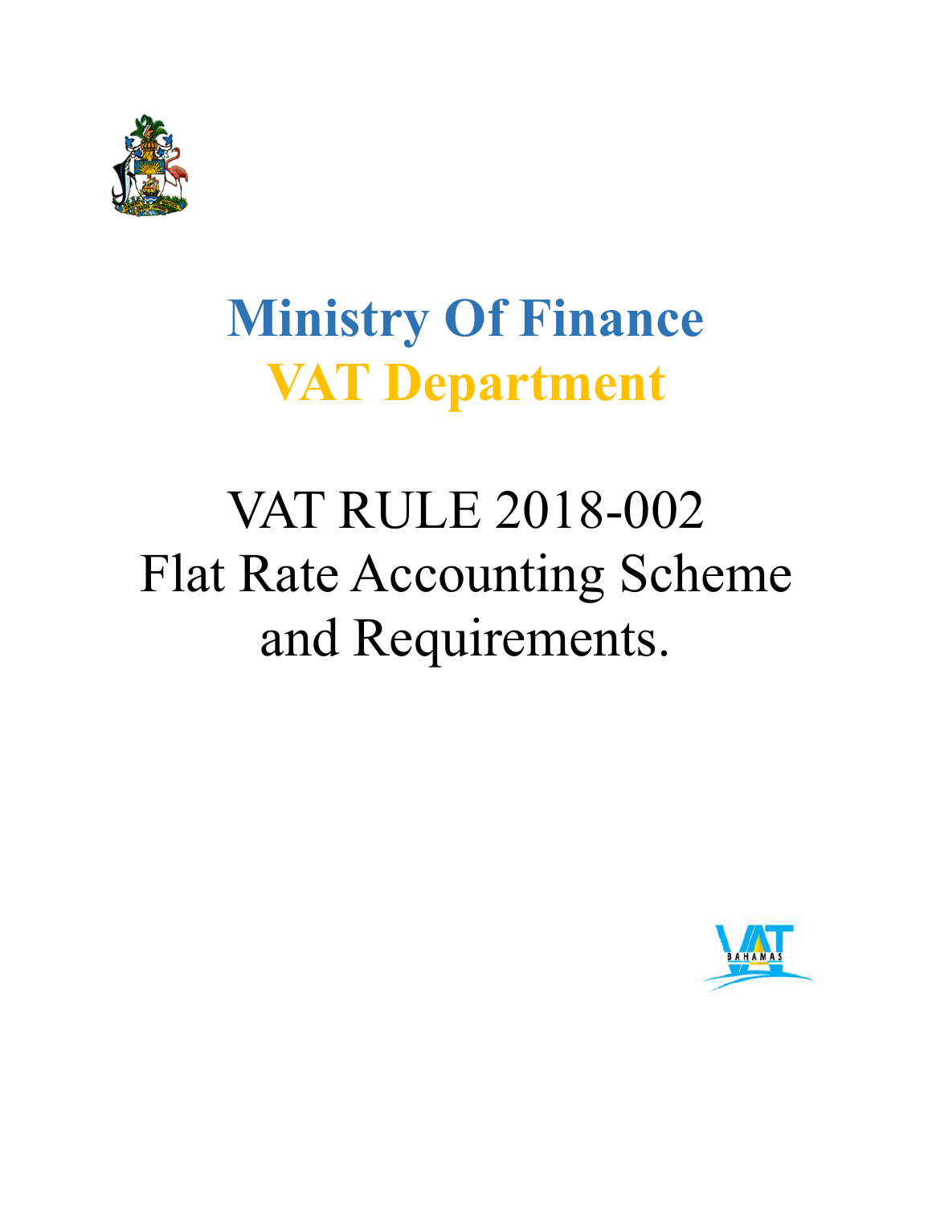# Ministry Of Finance

# VAT Department

## VAT RULE 2018-002
## Flat Rate Accounting Scheme and Requirements.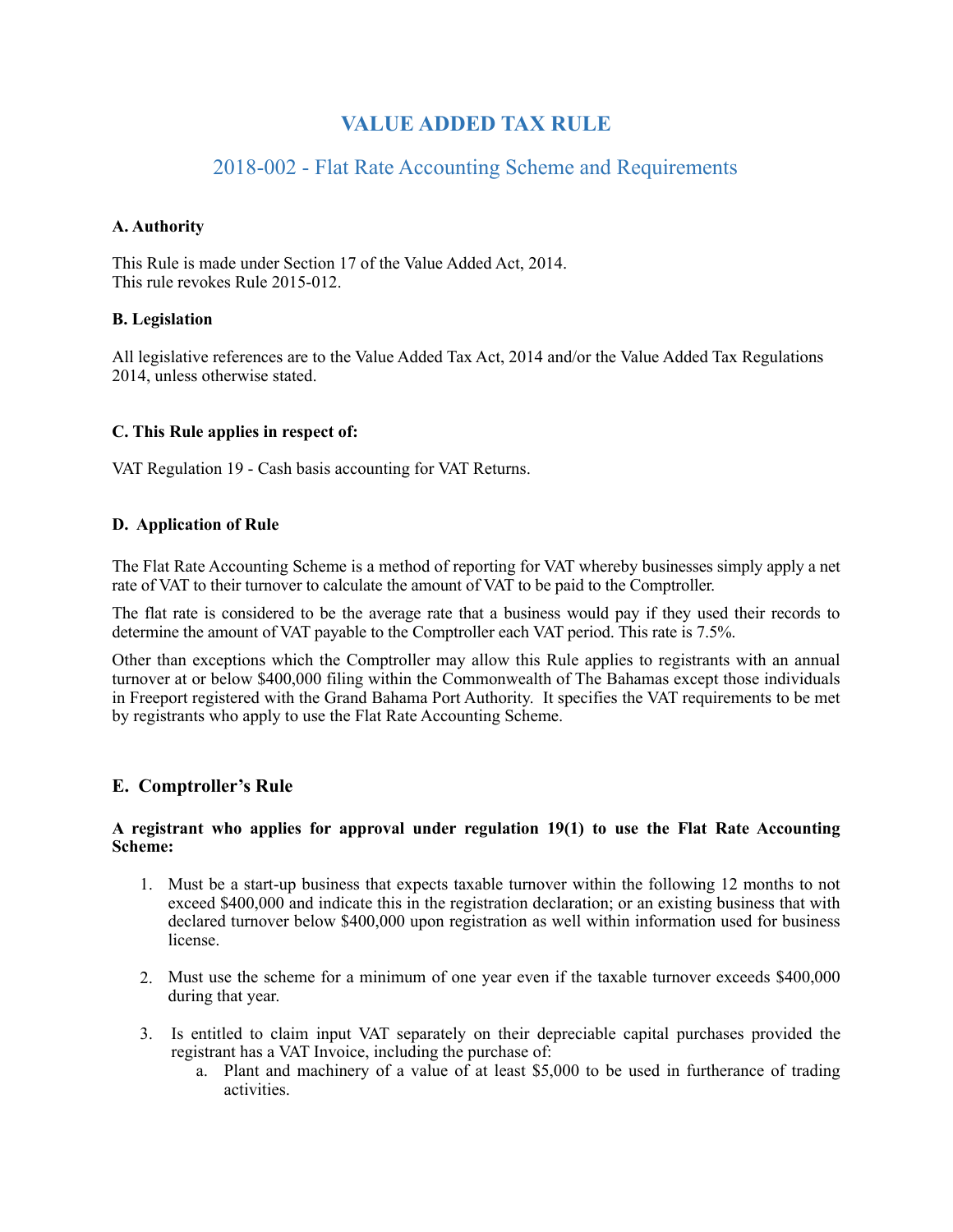# VALUE ADDED TAX RULE

## 2018-002 - Flat Rate Accounting Scheme and Requirements

**A. Authority**

This Rule is made under Section 17 of the Value Added Act, 2014.
This rule revokes Rule 2015-012.

**B. Legislation**

All legislative references are to the Value Added Tax Act, 2014 and/or the Value Added Tax Regulations 2014, unless otherwise stated.

**C. This Rule applies in respect of:**

VAT Regulation 19 - Cash basis accounting for VAT Returns.

**D. Application of Rule**

The Flat Rate Accounting Scheme is a method of reporting for VAT whereby businesses simply apply a net rate of VAT to their turnover to calculate the amount of VAT to be paid to the Comptroller.

The flat rate is considered to be the average rate that a business would pay if they used their records to determine the amount of VAT payable to the Comptroller each VAT period. This rate is 7.5%.

Other than exceptions which the Comptroller may allow this Rule applies to registrants with an annual turnover at or below $400,000 filing within the Commonwealth of The Bahamas except those individuals in Freeport registered with the Grand Bahama Port Authority. It specifies the VAT requirements to be met by registrants who apply to use the Flat Rate Accounting Scheme.

### E. Comptroller's Rule

**A registrant who applies for approval under regulation 19(1) to use the Flat Rate Accounting Scheme:**

1. Must be a start-up business that expects taxable turnover within the following 12 months to not exceed $400,000 and indicate this in the registration declaration; or an existing business that with declared turnover below $400,000 upon registration as well within information used for business license.

2. Must use the scheme for a minimum of one year even if the taxable turnover exceeds $400,000 during that year.

3. Is entitled to claim input VAT separately on their depreciable capital purchases provided the registrant has a VAT Invoice, including the purchase of:
   a. Plant and machinery of a value of at least $5,000 to be used in furtherance of trading activities.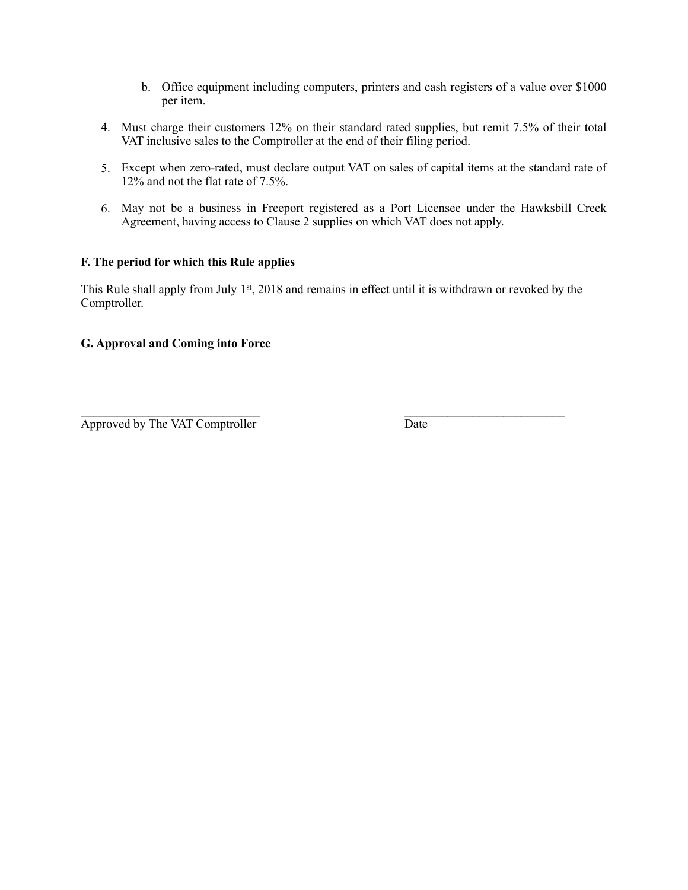b. Office equipment including computers, printers and cash registers of a value over $1000 per item.

4. Must charge their customers 12% on their standard rated supplies, but remit 7.5% of their total VAT inclusive sales to the Comptroller at the end of their filing period.
5. Except when zero-rated, must declare output VAT on sales of capital items at the standard rate of 12% and not the flat rate of 7.5%.
6. May not be a business in Freeport registered as a Port Licensee under the Hawksbill Creek Agreement, having access to Clause 2 supplies on which VAT does not apply.

**F. The period for which this Rule applies**

This Rule shall apply from July 1st, 2018 and remains in effect until it is withdrawn or revoked by the Comptroller.

**G. Approval and Coming into Force**

\_\_\_\_\_\_\_\_\_\_\_\_\_\_\_\_\_\_\_\_\_\_\_\_\_\_\_\_\_\_
Approved by The VAT Comptroller

\_\_\_\_\_\_\_\_\_\_\_\_\_\_\_\_\_\_\_\_\_\_\_\_\_\_\_
Date